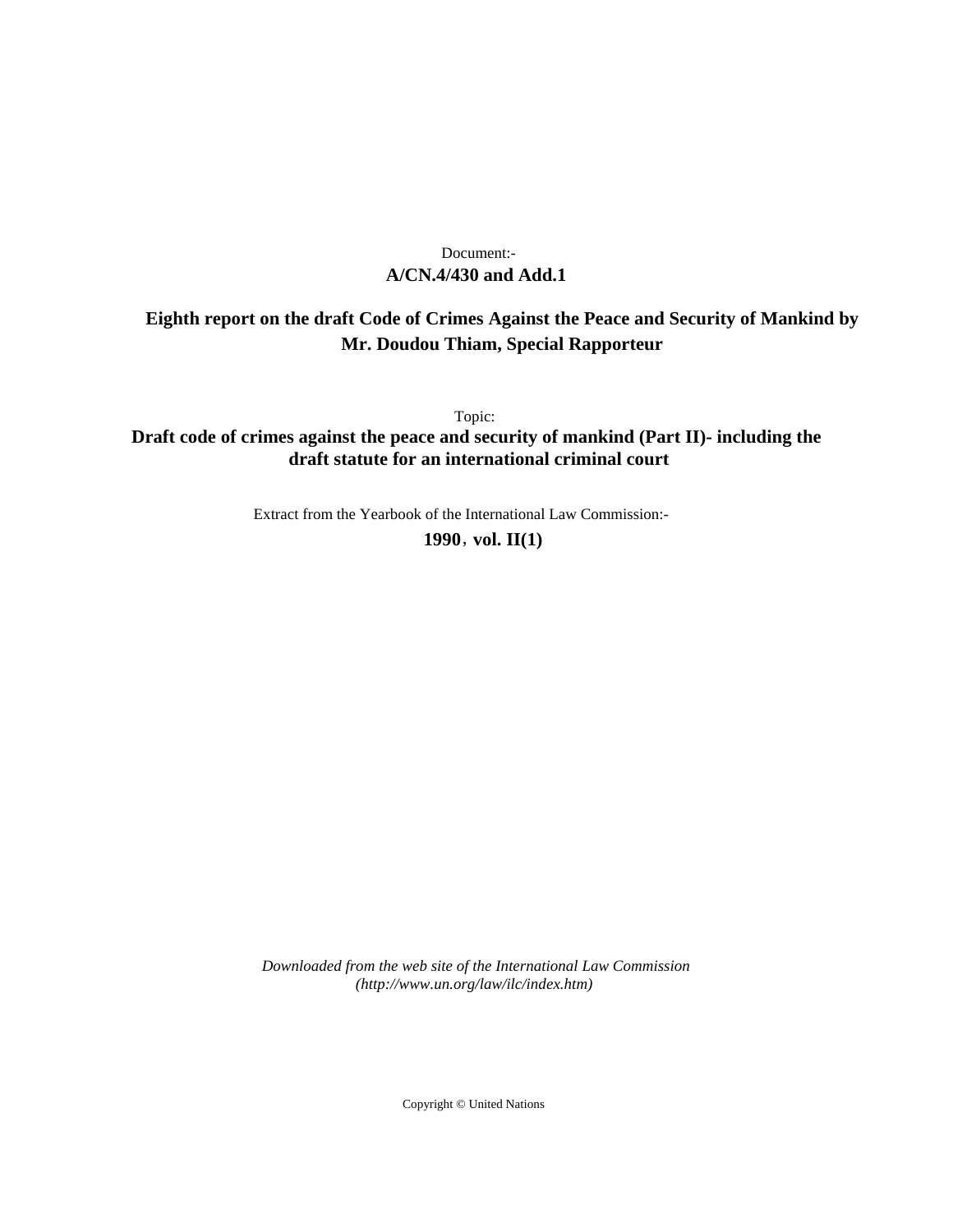Document:-

**A/CN.4/430 and Add.1**

**Eighth report on the draft Code of Crimes Against the Peace and Security of Mankind by Mr. Doudou Thiam, Special Rapporteur**

Topic:

**Draft code of crimes against the peace and security of mankind (Part II)- including the draft statute for an international criminal court**

Extract from the Yearbook of the International Law Commission:-

**1990, vol. II(1)**

*Downloaded from the web site of the International Law Commission (http://www.un.org/law/ilc/index.htm)*

Copyright © United Nations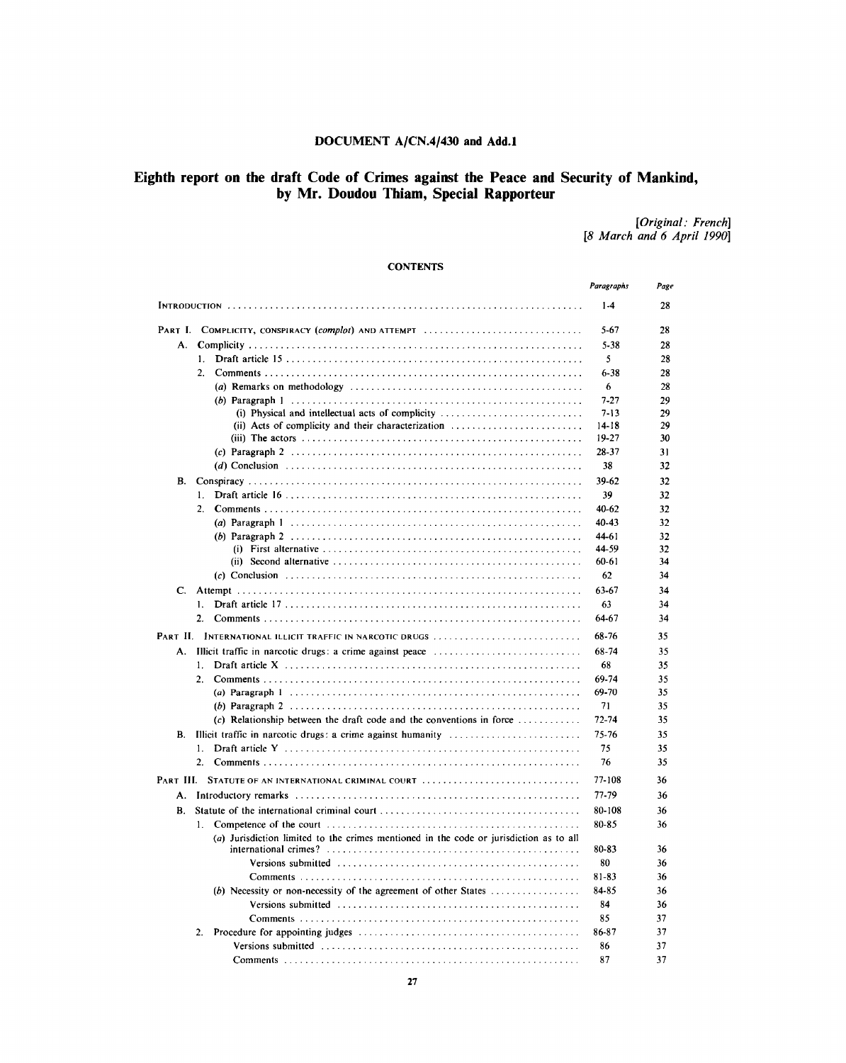# DOCUMENT A/CN.4/430 and Add.1

## Eighth report on the draft Code of Crimes against the Peace and Security of Mankind, by Mr. Doudou Thiam, Special Rapporteur

*[Original: French]*
*[8 March and 6 April 1990]*

### CONTENTS

| | *Paragraphs* | *Page* |
|---|---|---|
| INTRODUCTION | 1-4 | 28 |
| PART I. COMPLICITY, CONSPIRACY (*complot*) AND ATTEMPT | 5-67 | 28 |
| A. Complicity | 5-38 | 28 |
| 1. Draft article 15 | 5 | 28 |
| 2. Comments | 6-38 | 28 |
| (*a*) Remarks on methodology | 6 | 28 |
| (*b*) Paragraph 1 | 7-27 | 29 |
| (i) Physical and intellectual acts of complicity | 7-13 | 29 |
| (ii) Acts of complicity and their characterization | 14-18 | 29 |
| (iii) The actors | 19-27 | 30 |
| (*c*) Paragraph 2 | 28-37 | 31 |
| (*d*) Conclusion | 38 | 32 |
| B. Conspiracy | 39-62 | 32 |
| 1. Draft article 16 | 39 | 32 |
| 2. Comments | 40-62 | 32 |
| (*a*) Paragraph 1 | 40-43 | 32 |
| (*b*) Paragraph 2 | 44-61 | 32 |
| (i) First alternative | 44-59 | 32 |
| (ii) Second alternative | 60-61 | 34 |
| (*c*) Conclusion | 62 | 34 |
| C. Attempt | 63-67 | 34 |
| 1. Draft article 17 | 63 | 34 |
| 2. Comments | 64-67 | 34 |
| PART II. INTERNATIONAL ILLICIT TRAFFIC IN NARCOTIC DRUGS | 68-76 | 35 |
| A. Illicit traffic in narcotic drugs: a crime against peace | 68-74 | 35 |
| 1. Draft article X | 68 | 35 |
| 2. Comments | 69-74 | 35 |
| (*a*) Paragraph 1 | 69-70 | 35 |
| (*b*) Paragraph 2 | 71 | 35 |
| (*c*) Relationship between the draft code and the conventions in force | 72-74 | 35 |
| B. Illicit traffic in narcotic drugs: a crime against humanity | 75-76 | 35 |
| 1. Draft article Y | 75 | 35 |
| 2. Comments | 76 | 35 |
| PART III. STATUTE OF AN INTERNATIONAL CRIMINAL COURT | 77-108 | 36 |
| A. Introductory remarks | 77-79 | 36 |
| B. Statute of the international criminal court | 80-108 | 36 |
| 1. Competence of the court | 80-85 | 36 |
| (*a*) Jurisdiction limited to the crimes mentioned in the code or jurisdiction as to all international crimes? | 80-83 | 36 |
| Versions submitted | 80 | 36 |
| Comments | 81-83 | 36 |
| (*b*) Necessity or non-necessity of the agreement of other States | 84-85 | 36 |
| Versions submitted | 84 | 36 |
| Comments | 85 | 37 |
| 2. Procedure for appointing judges | 86-87 | 37 |
| Versions submitted | 86 | 37 |
| Comments | 87 | 37 |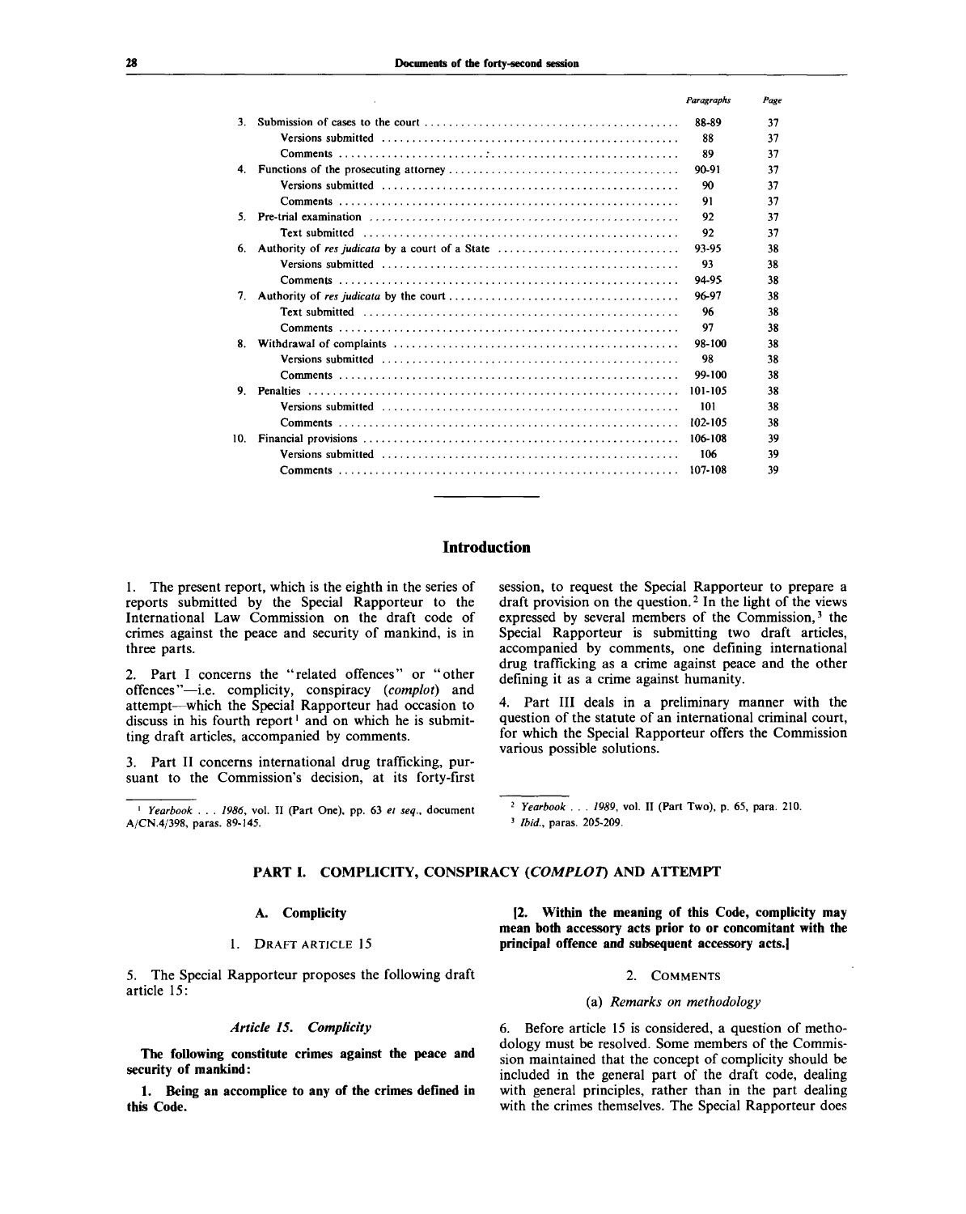| | | Paragraphs | Page |
|---|---|---|---|
| 3. | Submission of cases to the court | 88-89 | 37 |
| | Versions submitted | 88 | 37 |
| | Comments | 89 | 37 |
| 4. | Functions of the prosecuting attorney | 90-91 | 37 |
| | Versions submitted | 90 | 37 |
| | Comments | 91 | 37 |
| 5. | Pre-trial examination | 92 | 37 |
| | Text submitted | 92 | 37 |
| 6. | Authority of *res judicata* by a court of a State | 93-95 | 38 |
| | Versions submitted | 93 | 38 |
| | Comments | 94-95 | 38 |
| 7. | Authority of *res judicata* by the court | 96-97 | 38 |
| | Text submitted | 96 | 38 |
| | Comments | 97 | 38 |
| 8. | Withdrawal of complaints | 98-100 | 38 |
| | Versions submitted | 98 | 38 |
| | Comments | 99-100 | 38 |
| 9. | Penalties | 101-105 | 38 |
| | Versions submitted | 101 | 38 |
| | Comments | 102-105 | 38 |
| 10. | Financial provisions | 106-108 | 39 |
| | Versions submitted | 106 | 39 |
| | Comments | 107-108 | 39 |

## Introduction

1. The present report, which is the eighth in the series of reports submitted by the Special Rapporteur to the International Law Commission on the draft code of crimes against the peace and security of mankind, is in three parts.

2. Part I concerns the "related offences" or "other offences"—i.e. complicity, conspiracy (*complot*) and attempt—which the Special Rapporteur had occasion to discuss in his fourth report[1] and on which he is submitting draft articles, accompanied by comments.

3. Part II concerns international drug trafficking, pursuant to the Commission's decision, at its forty-first session, to request the Special Rapporteur to prepare a draft provision on the question.[2] In the light of the views expressed by several members of the Commission,[3] the Special Rapporteur is submitting two draft articles, accompanied by comments, one defining international drug trafficking as a crime against peace and the other defining it as a crime against humanity.

4. Part III deals in a preliminary manner with the question of the statute of an international criminal court, for which the Special Rapporteur offers the Commission various possible solutions.

[1] *Yearbook . . . 1986*, vol. II (Part One), pp. 63 *et seq.*, document A/CN.4/398, paras. 89-145.

[2] *Yearbook . . . 1989*, vol. II (Part Two), p. 65, para. 210.

[3] *Ibid.*, paras. 205-209.

## PART I. COMPLICITY, CONSPIRACY (*COMPLOT*) AND ATTEMPT

### A. Complicity

#### 1. Draft article 15

5. The Special Rapporteur proposes the following draft article 15:

*Article 15. Complicity*

**The following constitute crimes against the peace and security of mankind:**

**1. Being an accomplice to any of the crimes defined in this Code.**

**[2. Within the meaning of this Code, complicity may mean both accessory acts prior to or concomitant with the principal offence and subsequent accessory acts.]**

#### 2. Comments

##### (a) *Remarks on methodology*

6. Before article 15 is considered, a question of methodology must be resolved. Some members of the Commission maintained that the concept of complicity should be included in the general part of the draft code, dealing with general principles, rather than in the part dealing with the crimes themselves. The Special Rapporteur does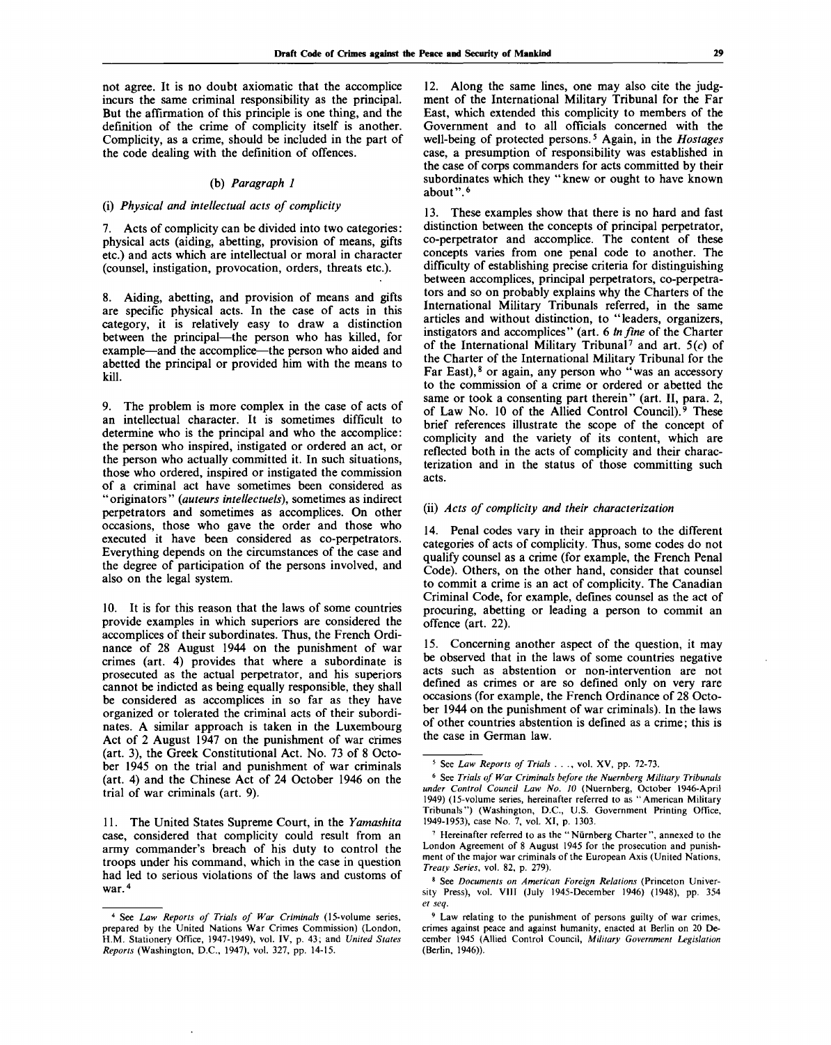not agree. It is no doubt axiomatic that the accomplice incurs the same criminal responsibility as the principal. But the affirmation of this principle is one thing, and the definition of the crime of complicity itself is another. Complicity, as a crime, should be included in the part of the code dealing with the definition of offences.

#### (b) *Paragraph 1*

##### (i) *Physical and intellectual acts of complicity*

7. Acts of complicity can be divided into two categories: physical acts (aiding, abetting, provision of means, gifts etc.) and acts which are intellectual or moral in character (counsel, instigation, provocation, orders, threats etc.).

8. Aiding, abetting, and provision of means and gifts are specific physical acts. In the case of acts in this category, it is relatively easy to draw a distinction between the principal—the person who has killed, for example—and the accomplice—the person who aided and abetted the principal or provided him with the means to kill.

9. The problem is more complex in the case of acts of an intellectual character. It is sometimes difficult to determine who is the principal and who the accomplice: the person who inspired, instigated or ordered an act, or the person who actually committed it. In such situations, those who ordered, inspired or instigated the commission of a criminal act have sometimes been considered as "originators" (*auteurs intellectuels*), sometimes as indirect perpetrators and sometimes as accomplices. On other occasions, those who gave the order and those who executed it have been considered as co-perpetrators. Everything depends on the circumstances of the case and the degree of participation of the persons involved, and also on the legal system.

10. It is for this reason that the laws of some countries provide examples in which superiors are considered the accomplices of their subordinates. Thus, the French Ordinance of 28 August 1944 on the punishment of war crimes (art. 4) provides that where a subordinate is prosecuted as the actual perpetrator, and his superiors cannot be indicted as being equally responsible, they shall be considered as accomplices in so far as they have organized or tolerated the criminal acts of their subordinates. A similar approach is taken in the Luxembourg Act of 2 August 1947 on the punishment of war crimes (art. 3), the Greek Constitutional Act. No. 73 of 8 October 1945 on the trial and punishment of war criminals (art. 4) and the Chinese Act of 24 October 1946 on the trial of war criminals (art. 9).

11. The United States Supreme Court, in the *Yamashita* case, considered that complicity could result from an army commander's breach of his duty to control the troops under his command, which in the case in question had led to serious violations of the laws and customs of war.[4]

12. Along the same lines, one may also cite the judgment of the International Military Tribunal for the Far East, which extended this complicity to members of the Government and to all officials concerned with the well-being of protected persons.[5] Again, in the *Hostages* case, a presumption of responsibility was established in the case of corps commanders for acts committed by their subordinates which they "knew or ought to have known about".[6]

13. These examples show that there is no hard and fast distinction between the concepts of principal perpetrator, co-perpetrator and accomplice. The content of these concepts varies from one penal code to another. The difficulty of establishing precise criteria for distinguishing between accomplices, principal perpetrators, co-perpetrators and so on probably explains why the Charters of the International Military Tribunals referred, in the same articles and without distinction, to "leaders, organizers, instigators and accomplices" (art. 6 *in fine* of the Charter of the International Military Tribunal[7] and art. 5(*c*) of the Charter of the International Military Tribunal for the Far East),[8] or again, any person who "was an accessory to the commission of a crime or ordered or abetted the same or took a consenting part therein" (art. II, para. 2, of Law No. 10 of the Allied Control Council).[9] These brief references illustrate the scope of the concept of complicity and the variety of its content, which are reflected both in the acts of complicity and their characterization and in the status of those committing such acts.

##### (ii) *Acts of complicity and their characterization*

14. Penal codes vary in their approach to the different categories of acts of complicity. Thus, some codes do not qualify counsel as a crime (for example, the French Penal Code). Others, on the other hand, consider that counsel to commit a crime is an act of complicity. The Canadian Criminal Code, for example, defines counsel as the act of procuring, abetting or leading a person to commit an offence (art. 22).

15. Concerning another aspect of the question, it may be observed that in the laws of some countries negative acts such as abstention or non-intervention are not defined as crimes or are so defined only on very rare occasions (for example, the French Ordinance of 28 October 1944 on the punishment of war criminals). In the laws of other countries abstention is defined as a crime; this is the case in German law.

---

[4] See *Law Reports of Trials of War Criminals* (15-volume series, prepared by the United Nations War Crimes Commission) (London, H.M. Stationery Office, 1947-1949), vol. IV, p. 43; and *United States Reports* (Washington, D.C., 1947), vol. 327, pp. 14-15.

[5] See *Law Reports of Trials . . .*, vol. XV, pp. 72-73.

[6] See *Trials of War Criminals before the Nuernberg Military Tribunals under Control Council Law No. 10* (Nuernberg, October 1946-April 1949) (15-volume series, hereinafter referred to as "American Military Tribunals") (Washington, D.C., U.S. Government Printing Office, 1949-1953), case No. 7, vol. XI, p. 1303.

[7] Hereinafter referred to as the "Nürnberg Charter", annexed to the London Agreement of 8 August 1945 for the prosecution and punishment of the major war criminals of the European Axis (United Nations, *Treaty Series*, vol. 82, p. 279).

[8] See *Documents on American Foreign Relations* (Princeton University Press), vol. VIII (July 1945-December 1946) (1948), pp. 354 *et seq.*

[9] Law relating to the punishment of persons guilty of war crimes, crimes against peace and against humanity, enacted at Berlin on 20 December 1945 (Allied Control Council, *Military Government Legislation* (Berlin, 1946)).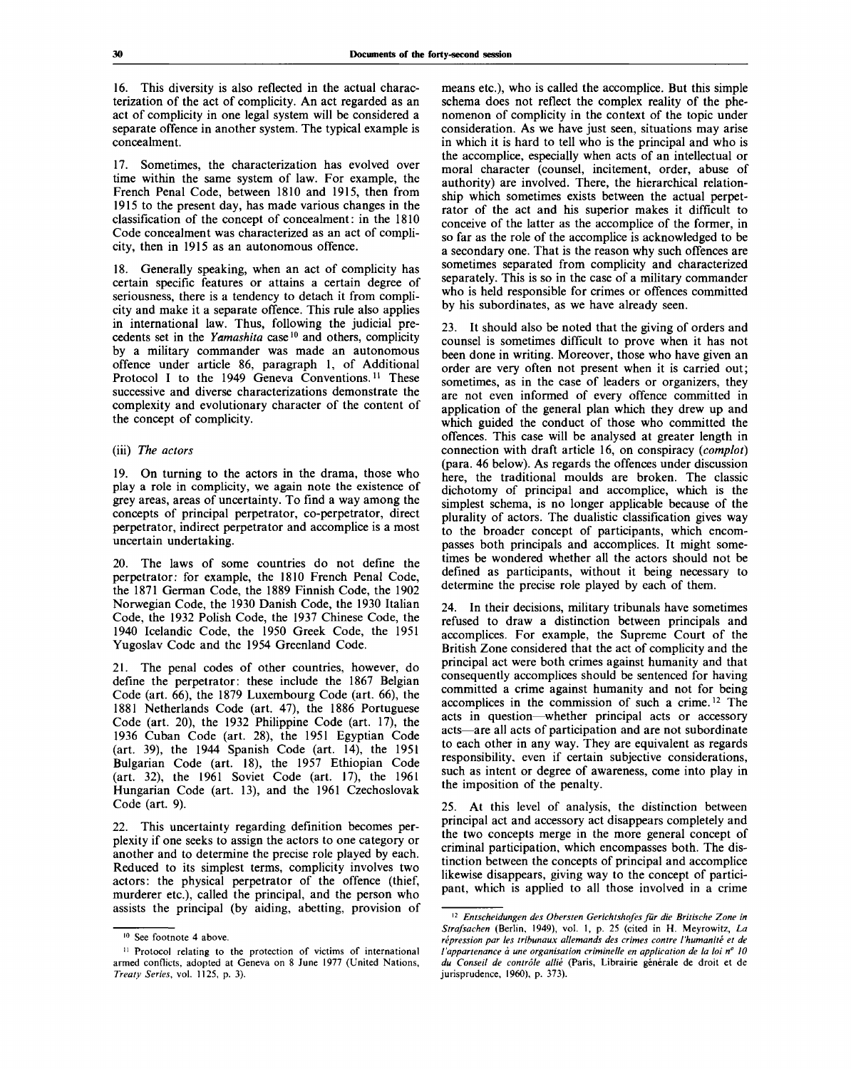16. This diversity is also reflected in the actual characterization of the act of complicity. An act regarded as an act of complicity in one legal system will be considered a separate offence in another system. The typical example is concealment.

17. Sometimes, the characterization has evolved over time within the same system of law. For example, the French Penal Code, between 1810 and 1915, then from 1915 to the present day, has made various changes in the classification of the concept of concealment: in the 1810 Code concealment was characterized as an act of complicity, then in 1915 as an autonomous offence.

18. Generally speaking, when an act of complicity has certain specific features or attains a certain degree of seriousness, there is a tendency to detach it from complicity and make it a separate offence. This rule also applies in international law. Thus, following the judicial precedents set in the *Yamashita* case[10] and others, complicity by a military commander was made an autonomous offence under article 86, paragraph 1, of Additional Protocol I to the 1949 Geneva Conventions.[11] These successive and diverse characterizations demonstrate the complexity and evolutionary character of the content of the concept of complicity.

(iii) *The actors*

19. On turning to the actors in the drama, those who play a role in complicity, we again note the existence of grey areas, areas of uncertainty. To find a way among the concepts of principal perpetrator, co-perpetrator, direct perpetrator, indirect perpetrator and accomplice is a most uncertain undertaking.

20. The laws of some countries do not define the perpetrator: for example, the 1810 French Penal Code, the 1871 German Code, the 1889 Finnish Code, the 1902 Norwegian Code, the 1930 Danish Code, the 1930 Italian Code, the 1932 Polish Code, the 1937 Chinese Code, the 1940 Icelandic Code, the 1950 Greek Code, the 1951 Yugoslav Code and the 1954 Greenland Code.

21. The penal codes of other countries, however, do define the perpetrator: these include the 1867 Belgian Code (art. 66), the 1879 Luxembourg Code (art. 66), the 1881 Netherlands Code (art. 47), the 1886 Portuguese Code (art. 20), the 1932 Philippine Code (art. 17), the 1936 Cuban Code (art. 28), the 1951 Egyptian Code (art. 39), the 1944 Spanish Code (art. 14), the 1951 Bulgarian Code (art. 18), the 1957 Ethiopian Code (art. 32), the 1961 Soviet Code (art. 17), the 1961 Hungarian Code (art. 13), and the 1961 Czechoslovak Code (art. 9).

22. This uncertainty regarding definition becomes perplexity if one seeks to assign the actors to one category or another and to determine the precise role played by each. Reduced to its simplest terms, complicity involves two actors: the physical perpetrator of the offence (thief, murderer etc.), called the principal, and the person who assists the principal (by aiding, abetting, provision of means etc.), who is called the accomplice. But this simple schema does not reflect the complex reality of the phenomenon of complicity in the context of the topic under consideration. As we have just seen, situations may arise in which it is hard to tell who is the principal and who is the accomplice, especially when acts of an intellectual or moral character (counsel, incitement, order, abuse of authority) are involved. There, the hierarchical relationship which sometimes exists between the actual perpetrator of the act and his superior makes it difficult to conceive of the latter as the accomplice of the former, in so far as the role of the accomplice is acknowledged to be a secondary one. That is the reason why such offences are sometimes separated from complicity and characterized separately. This is so in the case of a military commander who is held responsible for crimes or offences committed by his subordinates, as we have already seen.

23. It should also be noted that the giving of orders and counsel is sometimes difficult to prove when it has not been done in writing. Moreover, those who have given an order are very often not present when it is carried out; sometimes, as in the case of leaders or organizers, they are not even informed of every offence committed in application of the general plan which they drew up and which guided the conduct of those who committed the offences. This case will be analysed at greater length in connection with draft article 16, on conspiracy (*complot*) (para. 46 below). As regards the offences under discussion here, the traditional moulds are broken. The classic dichotomy of principal and accomplice, which is the simplest schema, is no longer applicable because of the plurality of actors. The dualistic classification gives way to the broader concept of participants, which encompasses both principals and accomplices. It might sometimes be wondered whether all the actors should not be defined as participants, without it being necessary to determine the precise role played by each of them.

24. In their decisions, military tribunals have sometimes refused to draw a distinction between principals and accomplices. For example, the Supreme Court of the British Zone considered that the act of complicity and the principal act were both crimes against humanity and that consequently accomplices should be sentenced for having committed a crime against humanity and not for being accomplices in the commission of such a crime.[12] The acts in question—whether principal acts or accessory acts—are all acts of participation and are not subordinate to each other in any way. They are equivalent as regards responsibility, even if certain subjective considerations, such as intent or degree of awareness, come into play in the imposition of the penalty.

25. At this level of analysis, the distinction between principal act and accessory act disappears completely and the two concepts merge in the more general concept of criminal participation, which encompasses both. The distinction between the concepts of principal and accomplice likewise disappears, giving way to the concept of participant, which is applied to all those involved in a crime

---

[10] See footnote 4 above.

[11] Protocol relating to the protection of victims of international armed conflicts, adopted at Geneva on 8 June 1977 (United Nations, *Treaty Series*, vol. 1125, p. 3).

[12] *Entscheidungen des Obersten Gerichtshofes für die Britische Zone in Strafsachen* (Berlin, 1949), vol. 1, p. 25 (cited in H. Meyrowitz, *La répression par les tribunaux allemands des crimes contre l'humanité et de l'appartenance à une organisation criminelle en application de la loi n° 10 du Conseil de contrôle allié* (Paris, Librairie générale de droit et de jurisprudence, 1960), p. 373).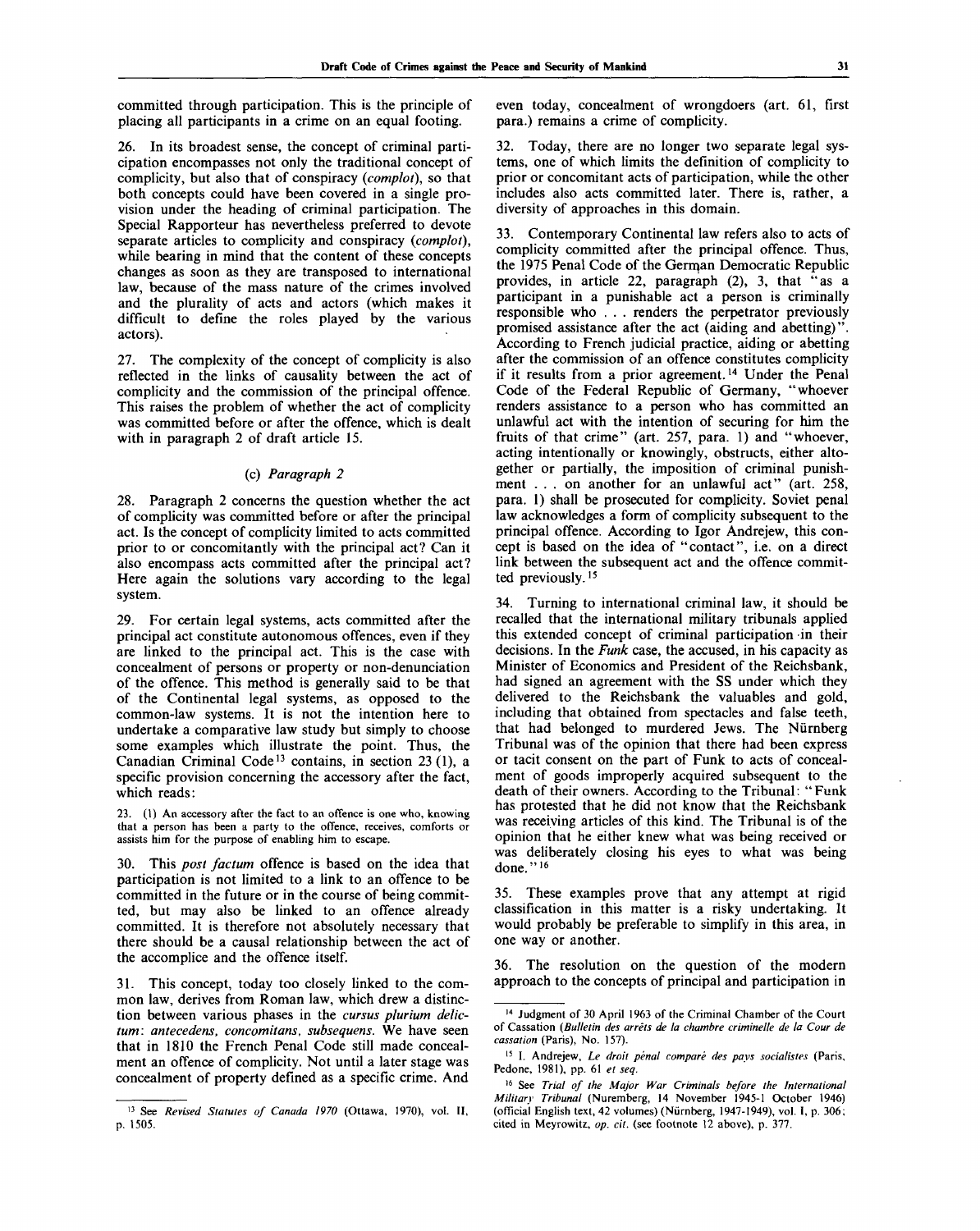committed through participation. This is the principle of placing all participants in a crime on an equal footing.

26. In its broadest sense, the concept of criminal participation encompasses not only the traditional concept of complicity, but also that of conspiracy (*complot*), so that both concepts could have been covered in a single provision under the heading of criminal participation. The Special Rapporteur has nevertheless preferred to devote separate articles to complicity and conspiracy (*complot*), while bearing in mind that the content of these concepts changes as soon as they are transposed to international law, because of the mass nature of the crimes involved and the plurality of acts and actors (which makes it difficult to define the roles played by the various actors).

27. The complexity of the concept of complicity is also reflected in the links of causality between the act of complicity and the commission of the principal offence. This raises the problem of whether the act of complicity was committed before or after the offence, which is dealt with in paragraph 2 of draft article 15.

### (c) *Paragraph 2*

28. Paragraph 2 concerns the question whether the act of complicity was committed before or after the principal act. Is the concept of complicity limited to acts committed prior to or concomitantly with the principal act? Can it also encompass acts committed after the principal act? Here again the solutions vary according to the legal system.

29. For certain legal systems, acts committed after the principal act constitute autonomous offences, even if they are linked to the principal act. This is the case with concealment of persons or property or non-denunciation of the offence. This method is generally said to be that of the Continental legal systems, as opposed to the common-law systems. It is not the intention here to undertake a comparative law study but simply to choose some examples which illustrate the point. Thus, the Canadian Criminal Code[13] contains, in section 23 (1), a specific provision concerning the accessory after the fact, which reads:

> 23. (1) An accessory after the fact to an offence is one who, knowing that a person has been a party to the offence, receives, comforts or assists him for the purpose of enabling him to escape.

30. This *post factum* offence is based on the idea that participation is not limited to a link to an offence to be committed in the future or in the course of being committed, but may also be linked to an offence already committed. It is therefore not absolutely necessary that there should be a causal relationship between the act of the accomplice and the offence itself.

31. This concept, today too closely linked to the common law, derives from Roman law, which drew a distinction between various phases in the *cursus plurium delictum*: *antecedens, concomitans, subsequens*. We have seen that in 1810 the French Penal Code still made concealment an offence of complicity. Not until a later stage was concealment of property defined as a specific crime. And even today, concealment of wrongdoers (art. 61, first para.) remains a crime of complicity.

32. Today, there are no longer two separate legal systems, one of which limits the definition of complicity to prior or concomitant acts of participation, while the other includes also acts committed later. There is, rather, a diversity of approaches in this domain.

33. Contemporary Continental law refers also to acts of complicity committed after the principal offence. Thus, the 1975 Penal Code of the German Democratic Republic provides, in article 22, paragraph (2), 3, that "as a participant in a punishable act a person is criminally responsible who . . . renders the perpetrator previously promised assistance after the act (aiding and abetting)". According to French judicial practice, aiding or abetting after the commission of an offence constitutes complicity if it results from a prior agreement.[14] Under the Penal Code of the Federal Republic of Germany, "whoever renders assistance to a person who has committed an unlawful act with the intention of securing for him the fruits of that crime" (art. 257, para. 1) and "whoever, acting intentionally or knowingly, obstructs, either altogether or partially, the imposition of criminal punishment . . . on another for an unlawful act" (art. 258, para. 1) shall be prosecuted for complicity. Soviet penal law acknowledges a form of complicity subsequent to the principal offence. According to Igor Andrejew, this concept is based on the idea of "contact", i.e. on a direct link between the subsequent act and the offence committed previously.[15]

34. Turning to international criminal law, it should be recalled that the international military tribunals applied this extended concept of criminal participation in their decisions. In the *Funk* case, the accused, in his capacity as Minister of Economics and President of the Reichsbank, had signed an agreement with the SS under which they delivered to the Reichsbank the valuables and gold, including that obtained from spectacles and false teeth, that had belonged to murdered Jews. The Nürnberg Tribunal was of the opinion that there had been express or tacit consent on the part of Funk to acts of concealment of goods improperly acquired subsequent to the death of their owners. According to the Tribunal: "Funk has protested that he did not know that the Reichsbank was receiving articles of this kind. The Tribunal is of the opinion that he either knew what was being received or was deliberately closing his eyes to what was being done."[16]

35. These examples prove that any attempt at rigid classification in this matter is a risky undertaking. It would probably be preferable to simplify in this area, in one way or another.

36. The resolution on the question of the modern approach to the concepts of principal and participation in

---

[13] See *Revised Statutes of Canada 1970* (Ottawa, 1970), vol. II, p. 1505.

[14] Judgment of 30 April 1963 of the Criminal Chamber of the Court of Cassation (*Bulletin des arrêts de la chambre criminelle de la Cour de cassation* (Paris), No. 157).

[15] I. Andrejew, *Le droit pénal comparé des pays socialistes* (Paris, Pedone, 1981), pp. 61 *et seq.*

[16] See *Trial of the Major War Criminals before the International Military Tribunal* (Nuremberg, 14 November 1945-1 October 1946) (official English text, 42 volumes) (Nürnberg, 1947-1949), vol. I, p. 306; cited in Meyrowitz, *op. cit.* (see footnote 12 above), p. 377.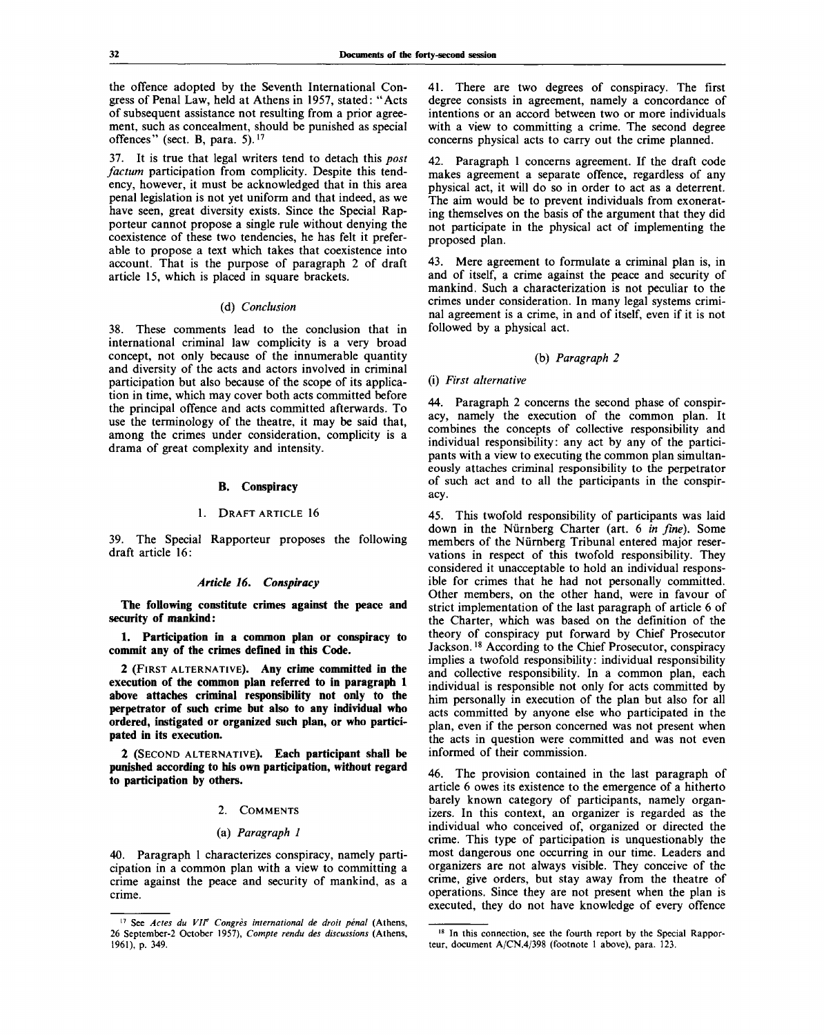the offence adopted by the Seventh International Congress of Penal Law, held at Athens in 1957, stated: "Acts of subsequent assistance not resulting from a prior agreement, such as concealment, should be punished as special offences" (sect. B, para. 5).[17]

37. It is true that legal writers tend to detach this *post factum* participation from complicity. Despite this tendency, however, it must be acknowledged that in this area penal legislation is not yet uniform and that indeed, as we have seen, great diversity exists. Since the Special Rapporteur cannot propose a single rule without denying the coexistence of these two tendencies, he has felt it preferable to propose a text which takes that coexistence into account. That is the purpose of paragraph 2 of draft article 15, which is placed in square brackets.

(d) *Conclusion*

38. These comments lead to the conclusion that in international criminal law complicity is a very broad concept, not only because of the innumerable quantity and diversity of the acts and actors involved in criminal participation but also because of the scope of its application in time, which may cover both acts committed before the principal offence and acts committed afterwards. To use the terminology of the theatre, it may be said that, among the crimes under consideration, complicity is a drama of great complexity and intensity.

## B. Conspiracy

### 1. Draft article 16

39. The Special Rapporteur proposes the following draft article 16:

*Article 16. Conspiracy*

**The following constitute crimes against the peace and security of mankind:**

**1. Participation in a common plan or conspiracy to commit any of the crimes defined in this Code.**

**2 (First alternative). Any crime committed in the execution of the common plan referred to in paragraph 1 above attaches criminal responsibility not only to the perpetrator of such crime but also to any individual who ordered, instigated or organized such plan, or who participated in its execution.**

**2 (Second alternative). Each participant shall be punished according to his own participation, without regard to participation by others.**

### 2. Comments

(a) *Paragraph 1*

40. Paragraph 1 characterizes conspiracy, namely participation in a common plan with a view to committing a crime against the peace and security of mankind, as a crime.

41. There are two degrees of conspiracy. The first degree consists in agreement, namely a concordance of intentions or an accord between two or more individuals with a view to committing a crime. The second degree concerns physical acts to carry out the crime planned.

42. Paragraph 1 concerns agreement. If the draft code makes agreement a separate offence, regardless of any physical act, it will do so in order to act as a deterrent. The aim would be to prevent individuals from exonerating themselves on the basis of the argument that they did not participate in the physical act of implementing the proposed plan.

43. Mere agreement to formulate a criminal plan is, in and of itself, a crime against the peace and security of mankind. Such a characterization is not peculiar to the crimes under consideration. In many legal systems criminal agreement is a crime, in and of itself, even if it is not followed by a physical act.

(b) *Paragraph 2*

(i) *First alternative*

44. Paragraph 2 concerns the second phase of conspiracy, namely the execution of the common plan. It combines the concepts of collective responsibility and individual responsibility: any act by any of the participants with a view to executing the common plan simultaneously attaches criminal responsibility to the perpetrator of such act and to all the participants in the conspiracy.

45. This twofold responsibility of participants was laid down in the Nürnberg Charter (art. 6 *in fine*). Some members of the Nürnberg Tribunal entered major reservations in respect of this twofold responsibility. They considered it unacceptable to hold an individual responsible for crimes that he had not personally committed. Other members, on the other hand, were in favour of strict implementation of the last paragraph of article 6 of the Charter, which was based on the definition of the theory of conspiracy put forward by Chief Prosecutor Jackson.[18] According to the Chief Prosecutor, conspiracy implies a twofold responsibility: individual responsibility and collective responsibility. In a common plan, each individual is responsible not only for acts committed by him personally in execution of the plan but also for all acts committed by anyone else who participated in the plan, even if the person concerned was not present when the acts in question were committed and was not even informed of their commission.

46. The provision contained in the last paragraph of article 6 owes its existence to the emergence of a hitherto barely known category of participants, namely organizers. In this context, an organizer is regarded as the individual who conceived of, organized or directed the crime. This type of participation is unquestionably the most dangerous one occurring in our time. Leaders and organizers are not always visible. They conceive of the crime, give orders, but stay away from the theatre of operations. Since they are not present when the plan is executed, they do not have knowledge of every offence

---

[17] See *Actes du VII[e] Congrès international de droit pénal* (Athens, 26 September-2 October 1957), *Compte rendu des discussions* (Athens, 1961), p. 349.

[18] In this connection, see the fourth report by the Special Rapporteur, document A/CN.4/398 (footnote 1 above), para. 123.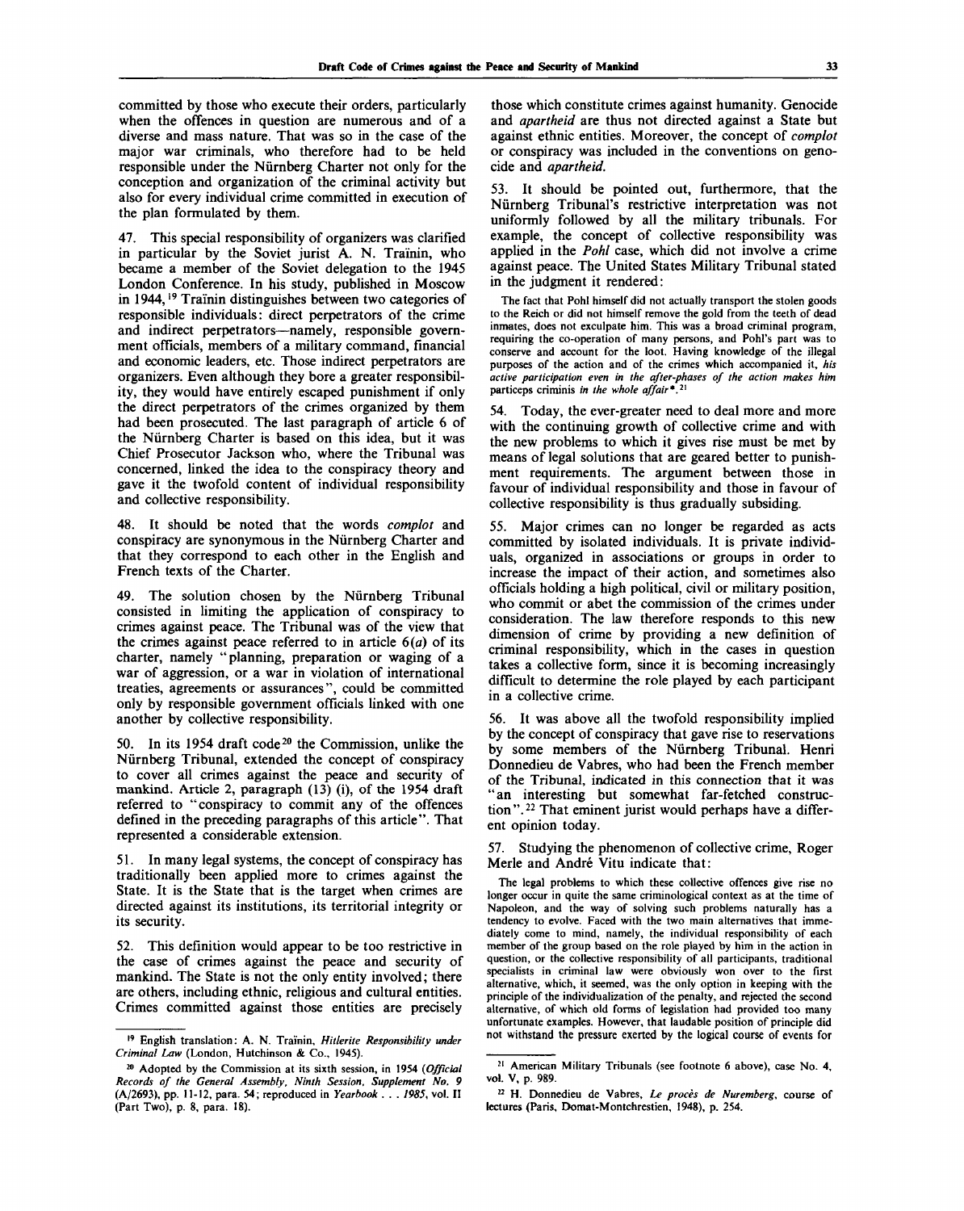committed by those who execute their orders, particularly when the offences in question are numerous and of a diverse and mass nature. That was so in the case of the major war criminals, who therefore had to be held responsible under the Nürnberg Charter not only for the conception and organization of the criminal activity but also for every individual crime committed in execution of the plan formulated by them.

47. This special responsibility of organizers was clarified in particular by the Soviet jurist A. N. Traïnin, who became a member of the Soviet delegation to the 1945 London Conference. In his study, published in Moscow in 1944,[19] Traïnin distinguishes between two categories of responsible individuals: direct perpetrators of the crime and indirect perpetrators—namely, responsible government officials, members of a military command, financial and economic leaders, etc. Those indirect perpetrators are organizers. Even although they bore a greater responsibility, they would have entirely escaped punishment if only the direct perpetrators of the crimes organized by them had been prosecuted. The last paragraph of article 6 of the Nürnberg Charter is based on this idea, but it was Chief Prosecutor Jackson who, where the Tribunal was concerned, linked the idea to the conspiracy theory and gave it the twofold content of individual responsibility and collective responsibility.

48. It should be noted that the words *complot* and conspiracy are synonymous in the Nürnberg Charter and that they correspond to each other in the English and French texts of the Charter.

49. The solution chosen by the Nürnberg Tribunal consisted in limiting the application of conspiracy to crimes against peace. The Tribunal was of the view that the crimes against peace referred to in article 6(*a*) of its charter, namely "planning, preparation or waging of a war of aggression, or a war in violation of international treaties, agreements or assurances", could be committed only by responsible government officials linked with one another by collective responsibility.

50. In its 1954 draft code[20] the Commission, unlike the Nürnberg Tribunal, extended the concept of conspiracy to cover all crimes against the peace and security of mankind. Article 2, paragraph (13) (i), of the 1954 draft referred to "conspiracy to commit any of the offences defined in the preceding paragraphs of this article". That represented a considerable extension.

51. In many legal systems, the concept of conspiracy has traditionally been applied more to crimes against the State. It is the State that is the target when crimes are directed against its institutions, its territorial integrity or its security.

52. This definition would appear to be too restrictive in the case of crimes against the peace and security of mankind. The State is not the only entity involved; there are others, including ethnic, religious and cultural entities. Crimes committed against those entities are precisely those which constitute crimes against humanity. Genocide and *apartheid* are thus not directed against a State but against ethnic entities. Moreover, the concept of *complot* or conspiracy was included in the conventions on genocide and *apartheid*.

53. It should be pointed out, furthermore, that the Nürnberg Tribunal's restrictive interpretation was not uniformly followed by all the military tribunals. For example, the concept of collective responsibility was applied in the *Pohl* case, which did not involve a crime against peace. The United States Military Tribunal stated in the judgment it rendered:

> The fact that Pohl himself did not actually transport the stolen goods to the Reich or did not himself remove the gold from the teeth of dead inmates, does not exculpate him. This was a broad criminal program, requiring the co-operation of many persons, and Pohl's part was to conserve and account for the loot. Having knowledge of the illegal purposes of the action and of the crimes which accompanied it, *his active participation even in the after-phases of the action makes him* particeps criminis *in the whole affair*\*.[21]

54. Today, the ever-greater need to deal more and more with the continuing growth of collective crime and with the new problems to which it gives rise must be met by means of legal solutions that are geared better to punishment requirements. The argument between those in favour of individual responsibility and those in favour of collective responsibility is thus gradually subsiding.

55. Major crimes can no longer be regarded as acts committed by isolated individuals. It is private individuals, organized in associations or groups in order to increase the impact of their action, and sometimes also officials holding a high political, civil or military position, who commit or abet the commission of the crimes under consideration. The law therefore responds to this new dimension of crime by providing a new definition of criminal responsibility, which in the cases in question takes a collective form, since it is becoming increasingly difficult to determine the role played by each participant in a collective crime.

56. It was above all the twofold responsibility implied by the concept of conspiracy that gave rise to reservations by some members of the Nürnberg Tribunal. Henri Donnedieu de Vabres, who had been the French member of the Tribunal, indicated in this connection that it was "an interesting but somewhat far-fetched construction".[22] That eminent jurist would perhaps have a different opinion today.

57. Studying the phenomenon of collective crime, Roger Merle and André Vitu indicate that:

> The legal problems to which these collective offences give rise no longer occur in quite the same criminological context as at the time of Napoleon, and the way of solving such problems naturally has a tendency to evolve. Faced with the two main alternatives that immediately come to mind, namely, the individual responsibility of each member of the group based on the role played by him in the action in question, or the collective responsibility of all participants, traditional specialists in criminal law were obviously won over to the first alternative, which, it seemed, was the only option in keeping with the principle of the individualization of the penalty, and rejected the second alternative, of which old forms of legislation had provided too many unfortunate examples. However, that laudable position of principle did not withstand the pressure exerted by the logical course of events for

---

[19] English translation: A. N. Traïnin, *Hitlerite Responsibility under Criminal Law* (London, Hutchinson & Co., 1945).

[20] Adopted by the Commission at its sixth session, in 1954 (*Official Records of the General Assembly, Ninth Session, Supplement No. 9* (A/2693), pp. 11-12, para. 54; reproduced in *Yearbook . . . 1985*, vol. II (Part Two), p. 8, para. 18).

[21] American Military Tribunals (see footnote 6 above), case No. 4, vol. V, p. 989.

[22] H. Donnedieu de Vabres, *Le procès de Nuremberg*, course of lectures (Paris, Domat-Montchrestien, 1948), p. 254.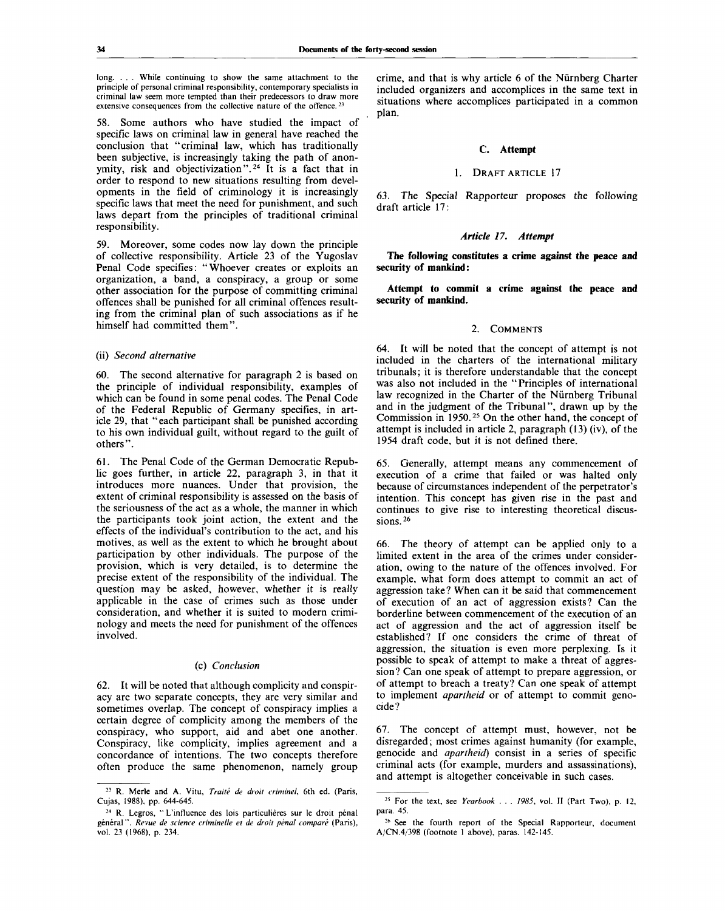long. . . . While continuing to show the same attachment to the principle of personal criminal responsibility, contemporary specialists in criminal law seem more tempted than their predecessors to draw more extensive consequences from the collective nature of the offence.[23]

58. Some authors who have studied the impact of specific laws on criminal law in general have reached the conclusion that "criminal law, which has traditionally been subjective, is increasingly taking the path of anonymity, risk and objectivization".[24] It is a fact that in order to respond to new situations resulting from developments in the field of criminology it is increasingly specific laws that meet the need for punishment, and such laws depart from the principles of traditional criminal responsibility.

59. Moreover, some codes now lay down the principle of collective responsibility. Article 23 of the Yugoslav Penal Code specifies: "Whoever creates or exploits an organization, a band, a conspiracy, a group or some other association for the purpose of committing criminal offences shall be punished for all criminal offences resulting from the criminal plan of such associations as if he himself had committed them".

(ii) *Second alternative*

60. The second alternative for paragraph 2 is based on the principle of individual responsibility, examples of which can be found in some penal codes. The Penal Code of the Federal Republic of Germany specifies, in article 29, that "each participant shall be punished according to his own individual guilt, without regard to the guilt of others".

61. The Penal Code of the German Democratic Republic goes further, in article 22, paragraph 3, in that it introduces more nuances. Under that provision, the extent of criminal responsibility is assessed on the basis of the seriousness of the act as a whole, the manner in which the participants took joint action, the extent and the effects of the individual's contribution to the act, and his motives, as well as the extent to which he brought about participation by other individuals. The purpose of the provision, which is very detailed, is to determine the precise extent of the responsibility of the individual. The question may be asked, however, whether it is really applicable in the case of crimes such as those under consideration, and whether it is suited to modern criminology and meets the need for punishment of the offences involved.

(c) *Conclusion*

62. It will be noted that although complicity and conspiracy are two separate concepts, they are very similar and sometimes overlap. The concept of conspiracy implies a certain degree of complicity among the members of the conspiracy, who support, aid and abet one another. Conspiracy, like complicity, implies agreement and a concordance of intentions. The two concepts therefore often produce the same phenomenon, namely group crime, and that is why article 6 of the Nürnberg Charter included organizers and accomplices in the same text in situations where accomplices participated in a common plan.

### C. Attempt

#### 1. Draft article 17

63. The Special Rapporteur proposes the following draft article 17:

*Article 17. Attempt*

**The following constitutes a crime against the peace and security of mankind:**

**Attempt to commit a crime against the peace and security of mankind.**

#### 2. Comments

64. It will be noted that the concept of attempt is not included in the charters of the international military tribunals; it is therefore understandable that the concept was also not included in the "Principles of international law recognized in the Charter of the Nürnberg Tribunal and in the judgment of the Tribunal", drawn up by the Commission in 1950.[25] On the other hand, the concept of attempt is included in article 2, paragraph (13) (iv), of the 1954 draft code, but it is not defined there.

65. Generally, attempt means any commencement of execution of a crime that failed or was halted only because of circumstances independent of the perpetrator's intention. This concept has given rise in the past and continues to give rise to interesting theoretical discussions.[26]

66. The theory of attempt can be applied only to a limited extent in the area of the crimes under consideration, owing to the nature of the offences involved. For example, what form does attempt to commit an act of aggression take? When can it be said that commencement of execution of an act of aggression exists? Can the borderline between commencement of the execution of an act of aggression and the act of aggression itself be established? If one considers the crime of threat of aggression, the situation is even more perplexing. Is it possible to speak of attempt to make a threat of aggression? Can one speak of attempt to prepare aggression, or of attempt to breach a treaty? Can one speak of attempt to implement *apartheid* or of attempt to commit genocide?

67. The concept of attempt must, however, not be disregarded; most crimes against humanity (for example, genocide and *apartheid*) consist in a series of specific criminal acts (for example, murders and assassinations), and attempt is altogether conceivable in such cases.

---

[23] R. Merle and A. Vitu, *Traité de droit criminel*, 6th ed. (Paris, Cujas, 1988), pp. 644-645.

[24] R. Legros, "L'influence des lois particulières sur le droit pénal général", *Revue de science criminelle et de droit pénal comparé* (Paris), vol. 23 (1968), p. 234.

[25] For the text, see *Yearbook . . . 1985*, vol. II (Part Two), p. 12, para. 45.

[26] See the fourth report of the Special Rapporteur, document A/CN.4/398 (footnote 1 above), paras. 142-145.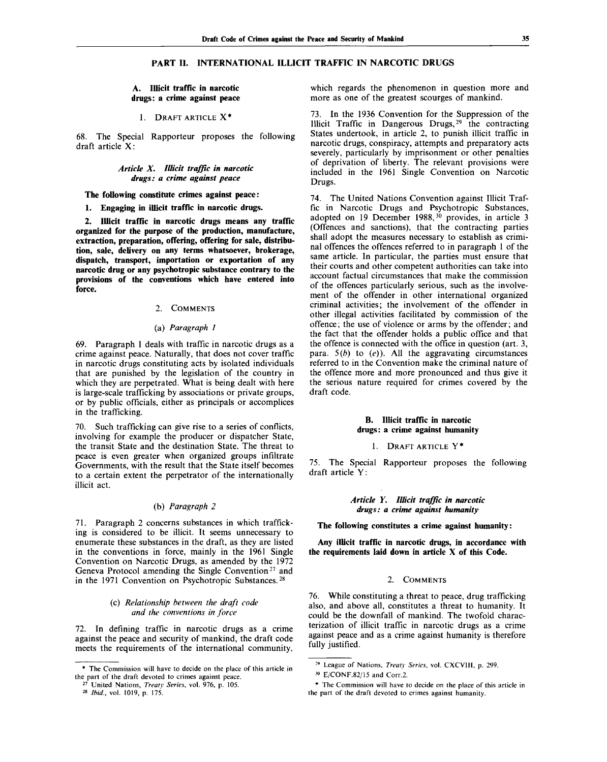## PART II. INTERNATIONAL ILLICIT TRAFFIC IN NARCOTIC DRUGS

### A. Illicit traffic in narcotic drugs: a crime against peace

#### 1. Draft article X*

68. The Special Rapporteur proposes the following draft article X:

*Article X. Illicit traffic in narcotic drugs: a crime against peace*

**The following constitute crimes against peace:**

**1. Engaging in illicit traffic in narcotic drugs.**

**2. Illicit traffic in narcotic drugs means any traffic organized for the purpose of the production, manufacture, extraction, preparation, offering, offering for sale, distribution, sale, delivery on any terms whatsoever, brokerage, dispatch, transport, importation or exportation of any narcotic drug or any psychotropic substance contrary to the provisions of the conventions which have entered into force.**

#### 2. Comments

##### (a) *Paragraph 1*

69. Paragraph 1 deals with traffic in narcotic drugs as a crime against peace. Naturally, that does not cover traffic in narcotic drugs constituting acts by isolated individuals that are punished by the legislation of the country in which they are perpetrated. What is being dealt with here is large-scale trafficking by associations or private groups, or by public officials, either as principals or accomplices in the trafficking.

70. Such trafficking can give rise to a series of conflicts, involving for example the producer or dispatcher State, the transit State and the destination State. The threat to peace is even greater when organized groups infiltrate Governments, with the result that the State itself becomes to a certain extent the perpetrator of the internationally illicit act.

##### (b) *Paragraph 2*

71. Paragraph 2 concerns substances in which trafficking is considered to be illicit. It seems unnecessary to enumerate these substances in the draft, as they are listed in the conventions in force, mainly in the 1961 Single Convention on Narcotic Drugs, as amended by the 1972 Geneva Protocol amending the Single Convention[27] and in the 1971 Convention on Psychotropic Substances.[28]

##### (c) *Relationship between the draft code and the conventions in force*

72. In defining traffic in narcotic drugs as a crime against the peace and security of mankind, the draft code meets the requirements of the international community, which regards the phenomenon in question more and more as one of the greatest scourges of mankind.

73. In the 1936 Convention for the Suppression of the Illicit Traffic in Dangerous Drugs,[29] the contracting States undertook, in article 2, to punish illicit traffic in narcotic drugs, conspiracy, attempts and preparatory acts severely, particularly by imprisonment or other penalties of deprivation of liberty. The relevant provisions were included in the 1961 Single Convention on Narcotic Drugs.

74. The United Nations Convention against Illicit Traffic in Narcotic Drugs and Psychotropic Substances, adopted on 19 December 1988,[30] provides, in article 3 (Offences and sanctions), that the contracting parties shall adopt the measures necessary to establish as criminal offences the offences referred to in paragraph 1 of the same article. In particular, the parties must ensure that their courts and other competent authorities can take into account factual circumstances that make the commission of the offences particularly serious, such as the involvement of the offender in other international organized criminal activities; the involvement of the offender in other illegal activities facilitated by commission of the offence; the use of violence or arms by the offender; and the fact that the offender holds a public office and that the offence is connected with the office in question (art. 3, para. 5(*b*) to (*e*)). All the aggravating circumstances referred to in the Convention make the criminal nature of the offence more and more pronounced and thus give it the serious nature required for crimes covered by the draft code.

### B. Illicit traffic in narcotic drugs: a crime against humanity

#### 1. Draft article Y*

75. The Special Rapporteur proposes the following draft article Y:

*Article Y. Illicit traffic in narcotic drugs: a crime against humanity*

**The following constitutes a crime against humanity:**

**Any illicit traffic in narcotic drugs, in accordance with the requirements laid down in article X of this Code.**

#### 2. Comments

76. While constituting a threat to peace, drug trafficking also, and above all, constitutes a threat to humanity. It could be the downfall of mankind. The twofold characterization of illicit traffic in narcotic drugs as a crime against peace and as a crime against humanity is therefore fully justified.

---

\* The Commission will have to decide on the place of this article in the part of the draft devoted to crimes against peace.

[27] United Nations, *Treaty Series*, vol. 976, p. 105.

[28] *Ibid.*, vol. 1019, p. 175.

[29] League of Nations, *Treaty Series*, vol. CXCVIII, p. 299.

[30] E/CONF.82/15 and Corr.2.

\* The Commission will have to decide on the place of this article in the part of the draft devoted to crimes against humanity.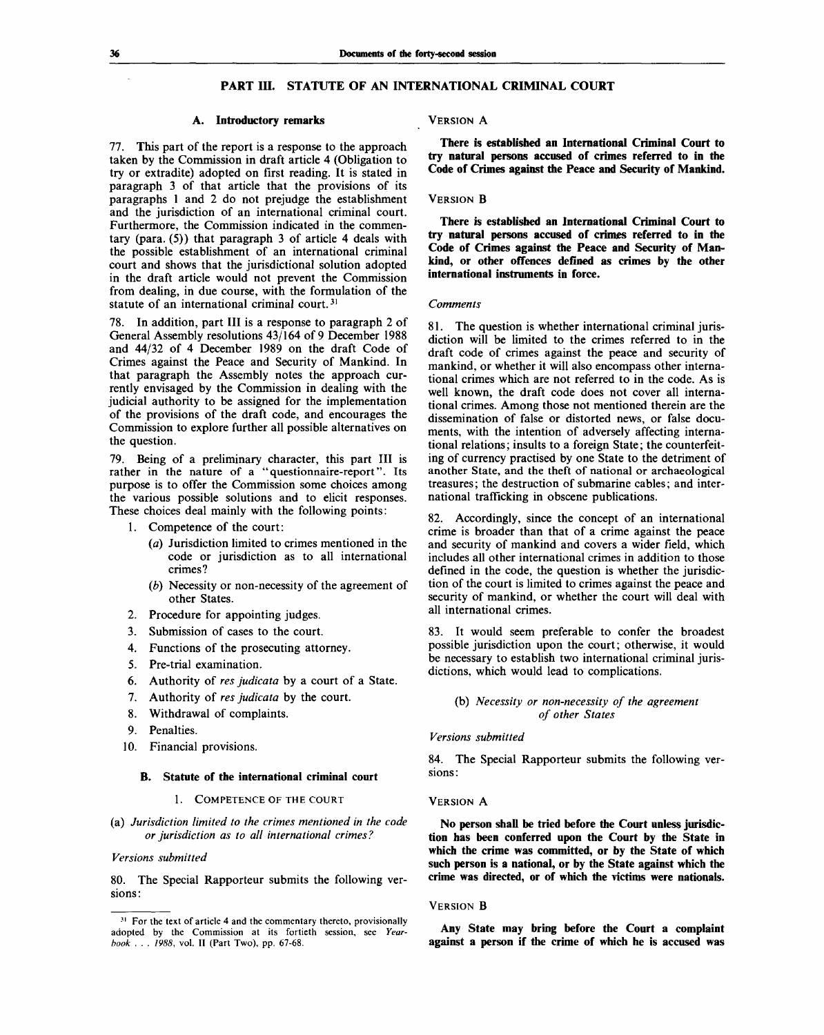## PART III. STATUTE OF AN INTERNATIONAL CRIMINAL COURT

### A. Introductory remarks

77. This part of the report is a response to the approach taken by the Commission in draft article 4 (Obligation to try or extradite) adopted on first reading. It is stated in paragraph 3 of that article that the provisions of its paragraphs 1 and 2 do not prejudge the establishment and the jurisdiction of an international criminal court. Furthermore, the Commission indicated in the commentary (para. (5)) that paragraph 3 of article 4 deals with the possible establishment of an international criminal court and shows that the jurisdictional solution adopted in the draft article would not prevent the Commission from dealing, in due course, with the formulation of the statute of an international criminal court.[31]

78. In addition, part III is a response to paragraph 2 of General Assembly resolutions 43/164 of 9 December 1988 and 44/32 of 4 December 1989 on the draft Code of Crimes against the Peace and Security of Mankind. In that paragraph the Assembly notes the approach currently envisaged by the Commission in dealing with the judicial authority to be assigned for the implementation of the provisions of the draft code, and encourages the Commission to explore further all possible alternatives on the question.

79. Being of a preliminary character, this part III is rather in the nature of a "questionnaire-report". Its purpose is to offer the Commission some choices among the various possible solutions and to elicit responses. These choices deal mainly with the following points:

1. Competence of the court:
   (*a*) Jurisdiction limited to crimes mentioned in the code or jurisdiction as to all international crimes?
   (*b*) Necessity or non-necessity of the agreement of other States.
2. Procedure for appointing judges.
3. Submission of cases to the court.
4. Functions of the prosecuting attorney.
5. Pre-trial examination.
6. Authority of *res judicata* by a court of a State.
7. Authority of *res judicata* by the court.
8. Withdrawal of complaints.
9. Penalties.
10. Financial provisions.

### B. Statute of the international criminal court

#### 1. Competence of the court

##### (a) *Jurisdiction limited to the crimes mentioned in the code or jurisdiction as to all international crimes?*

*Versions submitted*

80. The Special Rapporteur submits the following versions:

VERSION A

**There is established an International Criminal Court to try natural persons accused of crimes referred to in the Code of Crimes against the Peace and Security of Mankind.**

VERSION B

**There is established an International Criminal Court to try natural persons accused of crimes referred to in the Code of Crimes against the Peace and Security of Mankind, or other offences defined as crimes by the other international instruments in force.**

*Comments*

81. The question is whether international criminal jurisdiction will be limited to the crimes referred to in the draft code of crimes against the peace and security of mankind, or whether it will also encompass other international crimes which are not referred to in the code. As is well known, the draft code does not cover all international crimes. Among those not mentioned therein are the dissemination of false or distorted news, or false documents, with the intention of adversely affecting international relations; insults to a foreign State; the counterfeiting of currency practised by one State to the detriment of another State, and the theft of national or archaeological treasures; the destruction of submarine cables; and international trafficking in obscene publications.

82. Accordingly, since the concept of an international crime is broader than that of a crime against the peace and security of mankind and covers a wider field, which includes all other international crimes in addition to those defined in the code, the question is whether the jurisdiction of the court is limited to crimes against the peace and security of mankind, or whether the court will deal with all international crimes.

83. It would seem preferable to confer the broadest possible jurisdiction upon the court; otherwise, it would be necessary to establish two international criminal jurisdictions, which would lead to complications.

##### (b) *Necessity or non-necessity of the agreement of other States*

*Versions submitted*

84. The Special Rapporteur submits the following versions:

VERSION A

**No person shall be tried before the Court unless jurisdiction has been conferred upon the Court by the State in which the crime was committed, or by the State of which such person is a national, or by the State against which the crime was directed, or of which the victims were nationals.**

VERSION B

**Any State may bring before the Court a complaint against a person if the crime of which he is accused was**

[31] For the text of article 4 and the commentary thereto, provisionally adopted by the Commission at its fortieth session, see *Yearbook . . . 1988*, vol. II (Part Two), pp. 67-68.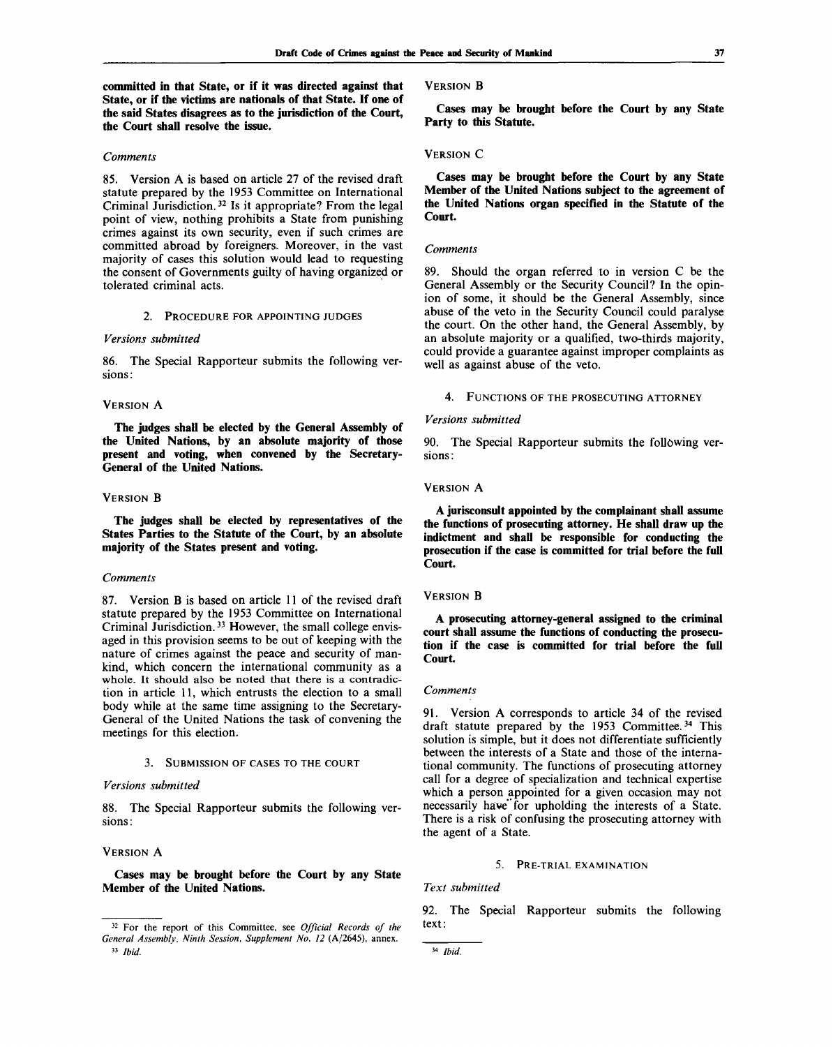**committed in that State, or if it was directed against that State, or if the victims are nationals of that State. If one of the said States disagrees as to the jurisdiction of the Court, the Court shall resolve the issue.**

*Comments*

85. Version A is based on article 27 of the revised draft statute prepared by the 1953 Committee on International Criminal Jurisdiction.[32] Is it appropriate? From the legal point of view, nothing prohibits a State from punishing crimes against its own security, even if such crimes are committed abroad by foreigners. Moreover, in the vast majority of cases this solution would lead to requesting the consent of Governments guilty of having organized or tolerated criminal acts.

### 2. PROCEDURE FOR APPOINTING JUDGES

*Versions submitted*

86. The Special Rapporteur submits the following versions:

VERSION A

**The judges shall be elected by the General Assembly of the United Nations, by an absolute majority of those present and voting, when convened by the Secretary-General of the United Nations.**

VERSION B

**The judges shall be elected by representatives of the States Parties to the Statute of the Court, by an absolute majority of the States present and voting.**

*Comments*

87. Version B is based on article 11 of the revised draft statute prepared by the 1953 Committee on International Criminal Jurisdiction.[33] However, the small college envisaged in this provision seems to be out of keeping with the nature of crimes against the peace and security of mankind, which concern the international community as a whole. It should also be noted that there is a contradiction in article 11, which entrusts the election to a small body while at the same time assigning to the Secretary-General of the United Nations the task of convening the meetings for this election.

### 3. SUBMISSION OF CASES TO THE COURT

*Versions submitted*

88. The Special Rapporteur submits the following versions:

VERSION A

**Cases may be brought before the Court by any State Member of the United Nations.**

VERSION B

**Cases may be brought before the Court by any State Party to this Statute.**

VERSION C

**Cases may be brought before the Court by any State Member of the United Nations subject to the agreement of the United Nations organ specified in the Statute of the Court.**

*Comments*

89. Should the organ referred to in version C be the General Assembly or the Security Council? In the opinion of some, it should be the General Assembly, since abuse of the veto in the Security Council could paralyse the court. On the other hand, the General Assembly, by an absolute majority or a qualified, two-thirds majority, could provide a guarantee against improper complaints as well as against abuse of the veto.

### 4. FUNCTIONS OF THE PROSECUTING ATTORNEY

*Versions submitted*

90. The Special Rapporteur submits the following versions:

VERSION A

**A jurisconsult appointed by the complainant shall assume the functions of prosecuting attorney. He shall draw up the indictment and shall be responsible for conducting the prosecution if the case is committed for trial before the full Court.**

VERSION B

**A prosecuting attorney-general assigned to the criminal court shall assume the functions of conducting the prosecution if the case is committed for trial before the full Court.**

*Comments*

91. Version A corresponds to article 34 of the revised draft statute prepared by the 1953 Committee.[34] This solution is simple, but it does not differentiate sufficiently between the interests of a State and those of the international community. The functions of prosecuting attorney call for a degree of specialization and technical expertise which a person appointed for a given occasion may not necessarily have for upholding the interests of a State. There is a risk of confusing the prosecuting attorney with the agent of a State.

### 5. PRE-TRIAL EXAMINATION

*Text submitted*

92. The Special Rapporteur submits the following text:

---

[32] For the report of this Committee, see *Official Records of the General Assembly, Ninth Session, Supplement No. 12* (A/2645), annex.

[33] *Ibid.*

[34] *Ibid.*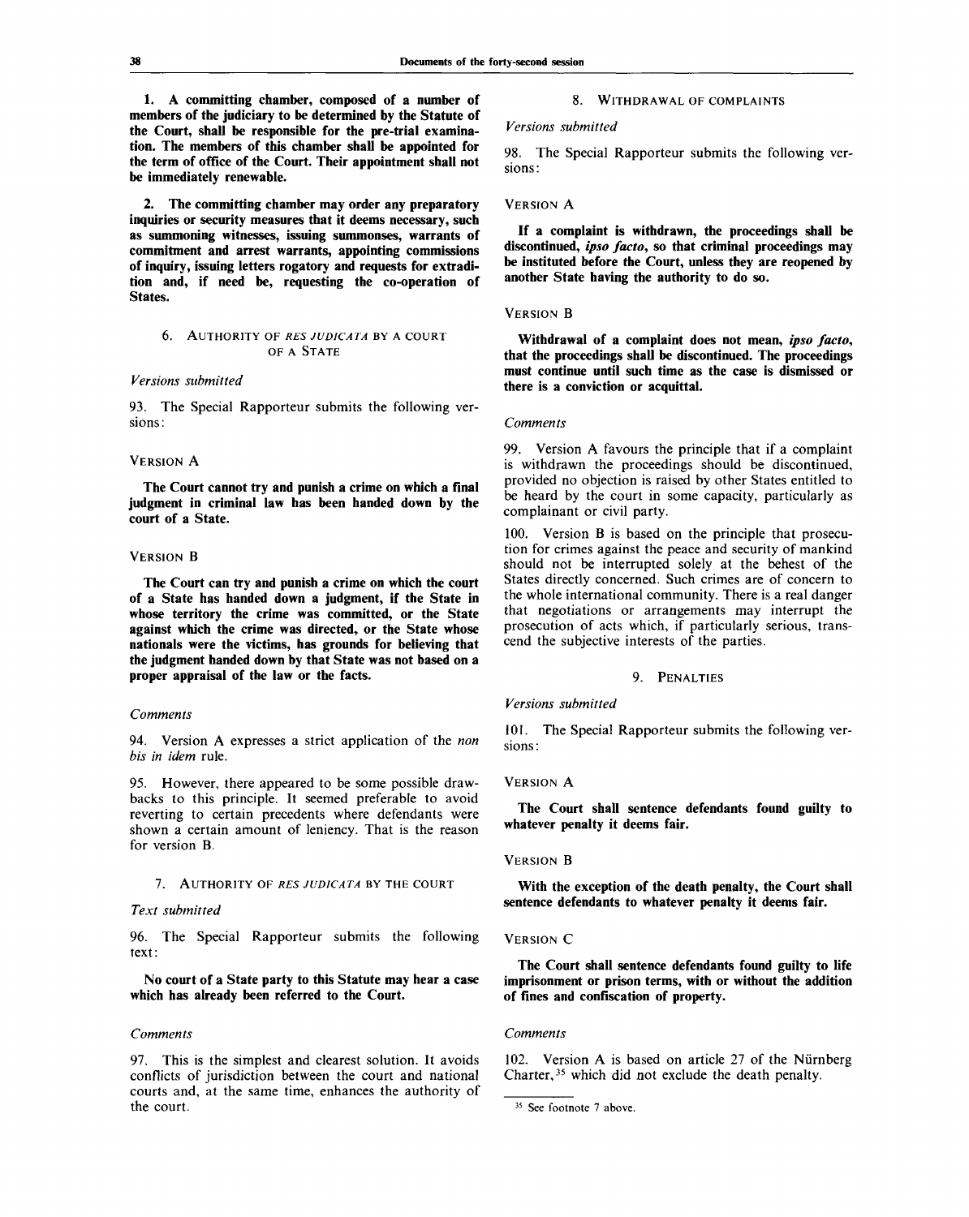**1. A committing chamber, composed of a number of members of the judiciary to be determined by the Statute of the Court, shall be responsible for the pre-trial examination. The members of this chamber shall be appointed for the term of office of the Court. Their appointment shall not be immediately renewable.**

**2. The committing chamber may order any preparatory inquiries or security measures that it deems necessary, such as summoning witnesses, issuing summonses, warrants of commitment and arrest warrants, appointing commissions of inquiry, issuing letters rogatory and requests for extradition and, if need be, requesting the co-operation of States.**

### 6. AUTHORITY OF *RES JUDICATA* BY A COURT OF A STATE

*Versions submitted*

93. The Special Rapporteur submits the following versions:

VERSION A

**The Court cannot try and punish a crime on which a final judgment in criminal law has been handed down by the court of a State.**

VERSION B

**The Court can try and punish a crime on which the court of a State has handed down a judgment, if the State in whose territory the crime was committed, or the State against which the crime was directed, or the State whose nationals were the victims, has grounds for believing that the judgment handed down by that State was not based on a proper appraisal of the law or the facts.**

*Comments*

94. Version A expresses a strict application of the *non bis in idem* rule.

95. However, there appeared to be some possible drawbacks to this principle. It seemed preferable to avoid reverting to certain precedents where defendants were shown a certain amount of leniency. That is the reason for version B.

### 7. AUTHORITY OF *RES JUDICATA* BY THE COURT

*Text submitted*

96. The Special Rapporteur submits the following text:

**No court of a State party to this Statute may hear a case which has already been referred to the Court.**

*Comments*

97. This is the simplest and clearest solution. It avoids conflicts of jurisdiction between the court and national courts and, at the same time, enhances the authority of the court.

### 8. WITHDRAWAL OF COMPLAINTS

*Versions submitted*

98. The Special Rapporteur submits the following versions:

VERSION A

**If a complaint is withdrawn, the proceedings shall be discontinued, *ipso facto*, so that criminal proceedings may be instituted before the Court, unless they are reopened by another State having the authority to do so.**

VERSION B

**Withdrawal of a complaint does not mean, *ipso facto*, that the proceedings shall be discontinued. The proceedings must continue until such time as the case is dismissed or there is a conviction or acquittal.**

*Comments*

99. Version A favours the principle that if a complaint is withdrawn the proceedings should be discontinued, provided no objection is raised by other States entitled to be heard by the court in some capacity, particularly as complainant or civil party.

100. Version B is based on the principle that prosecution for crimes against the peace and security of mankind should not be interrupted solely at the behest of the States directly concerned. Such crimes are of concern to the whole international community. There is a real danger that negotiations or arrangements may interrupt the prosecution of acts which, if particularly serious, transcend the subjective interests of the parties.

### 9. PENALTIES

*Versions submitted*

101. The Special Rapporteur submits the following versions:

VERSION A

**The Court shall sentence defendants found guilty to whatever penalty it deems fair.**

VERSION B

**With the exception of the death penalty, the Court shall sentence defendants to whatever penalty it deems fair.**

VERSION C

**The Court shall sentence defendants found guilty to life imprisonment or prison terms, with or without the addition of fines and confiscation of property.**

*Comments*

102. Version A is based on article 27 of the Nürnberg Charter,[35] which did not exclude the death penalty.

[35] See footnote 7 above.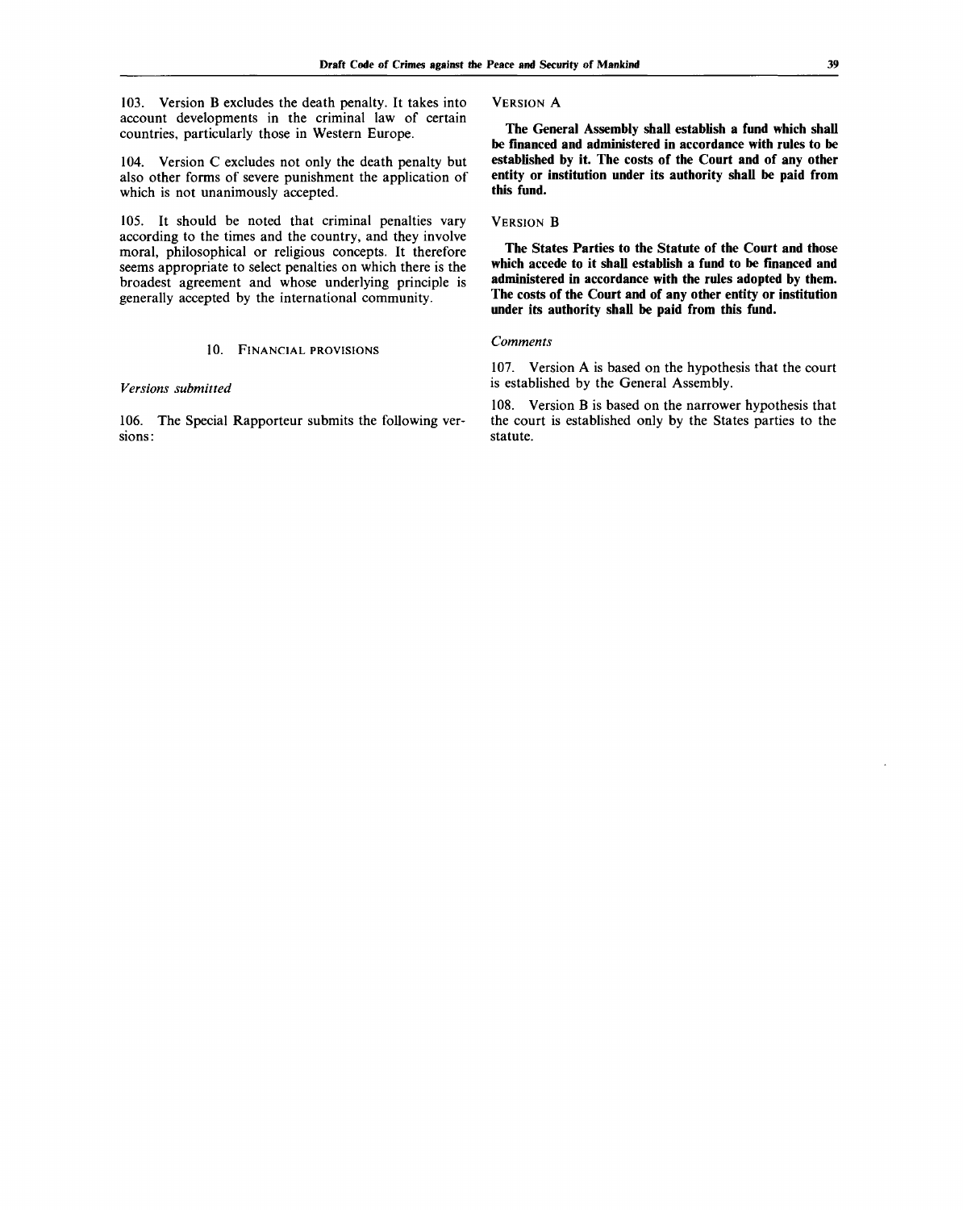103. Version B excludes the death penalty. It takes into account developments in the criminal law of certain countries, particularly those in Western Europe.

104. Version C excludes not only the death penalty but also other forms of severe punishment the application of which is not unanimously accepted.

105. It should be noted that criminal penalties vary according to the times and the country, and they involve moral, philosophical or religious concepts. It therefore seems appropriate to select penalties on which there is the broadest agreement and whose underlying principle is generally accepted by the international community.

### 10. FINANCIAL PROVISIONS

*Versions submitted*

106. The Special Rapporteur submits the following versions:

VERSION A

**The General Assembly shall establish a fund which shall be financed and administered in accordance with rules to be established by it. The costs of the Court and of any other entity or institution under its authority shall be paid from this fund.**

VERSION B

**The States Parties to the Statute of the Court and those which accede to it shall establish a fund to be financed and administered in accordance with the rules adopted by them. The costs of the Court and of any other entity or institution under its authority shall be paid from this fund.**

*Comments*

107. Version A is based on the hypothesis that the court is established by the General Assembly.

108. Version B is based on the narrower hypothesis that the court is established only by the States parties to the statute.